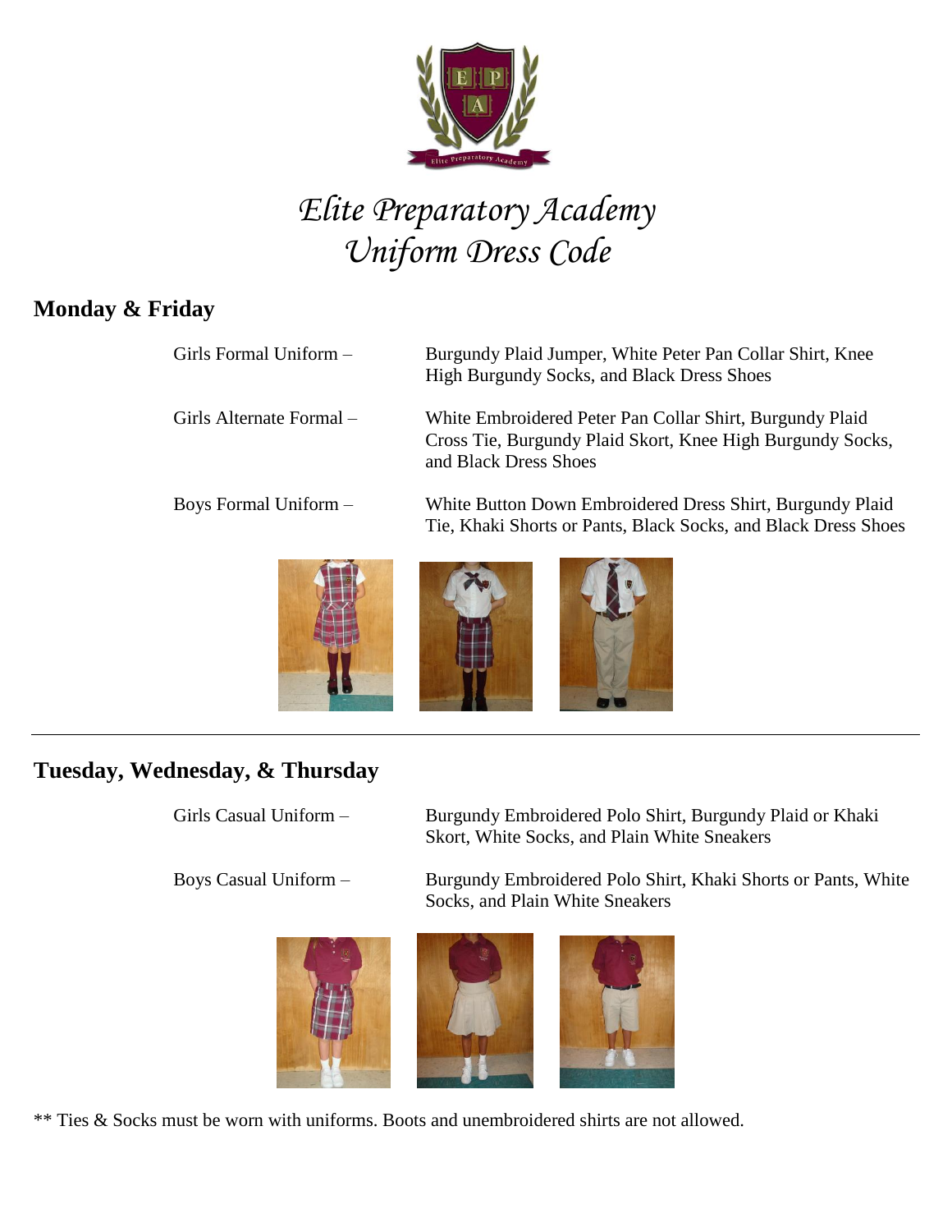# *Elite Preparatory Academy*
# *Uniform Dress Code*

## Monday & Friday

| | |
|---|---|
| Girls Formal Uniform – | Burgundy Plaid Jumper, White Peter Pan Collar Shirt, Knee High Burgundy Socks, and Black Dress Shoes |
| Girls Alternate Formal – | White Embroidered Peter Pan Collar Shirt, Burgundy Plaid Cross Tie, Burgundy Plaid Skort, Knee High Burgundy Socks, and Black Dress Shoes |
| Boys Formal Uniform – | White Button Down Embroidered Dress Shirt, Burgundy Plaid Tie, Khaki Shorts or Pants, Black Socks, and Black Dress Shoes |

---

## Tuesday, Wednesday, & Thursday

| | |
|---|---|
| Girls Casual Uniform – | Burgundy Embroidered Polo Shirt, Burgundy Plaid or Khaki Skort, White Socks, and Plain White Sneakers |
| Boys Casual Uniform – | Burgundy Embroidered Polo Shirt, Khaki Shorts or Pants, White Socks, and Plain White Sneakers |

** Ties & Socks must be worn with uniforms. Boots and unembroidered shirts are not allowed.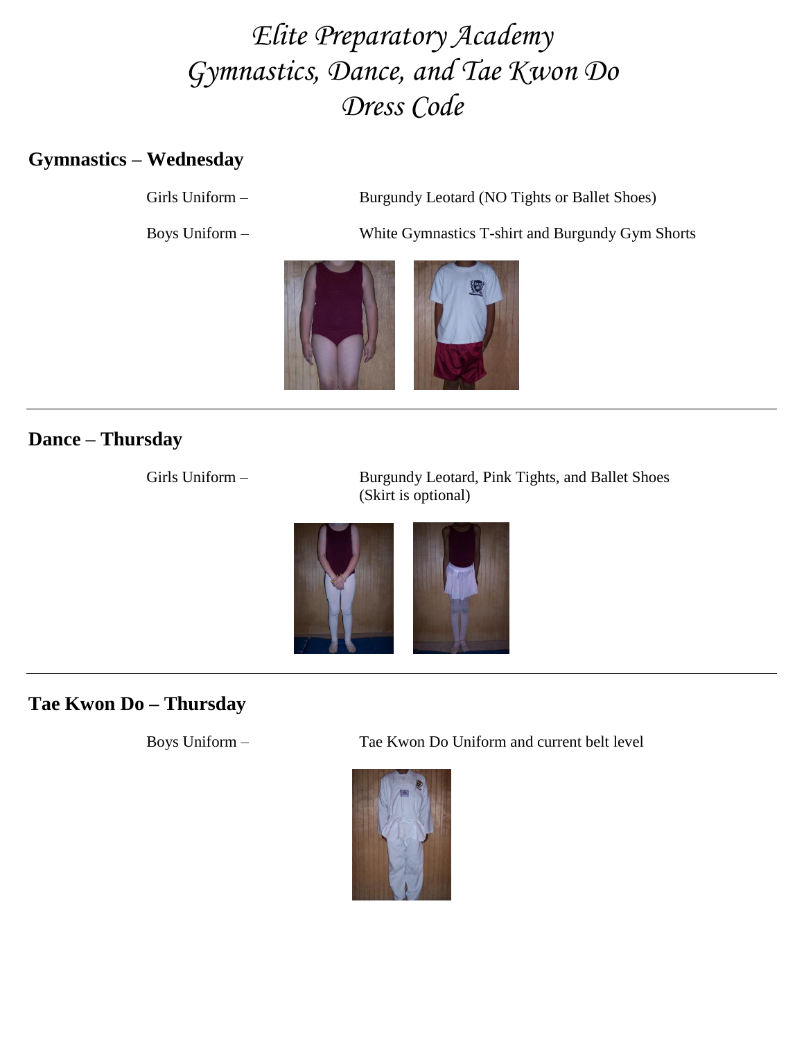# Elite Preparatory Academy
# Gymnastics, Dance, and Tae Kwon Do
# Dress Code

## Gymnastics – Wednesday

Girls Uniform – Burgundy Leotard (NO Tights or Ballet Shoes)

Boys Uniform – White Gymnastics T-shirt and Burgundy Gym Shorts

---

## Dance – Thursday

Girls Uniform – Burgundy Leotard, Pink Tights, and Ballet Shoes
(Skirt is optional)

---

## Tae Kwon Do – Thursday

Boys Uniform – Tae Kwon Do Uniform and current belt level